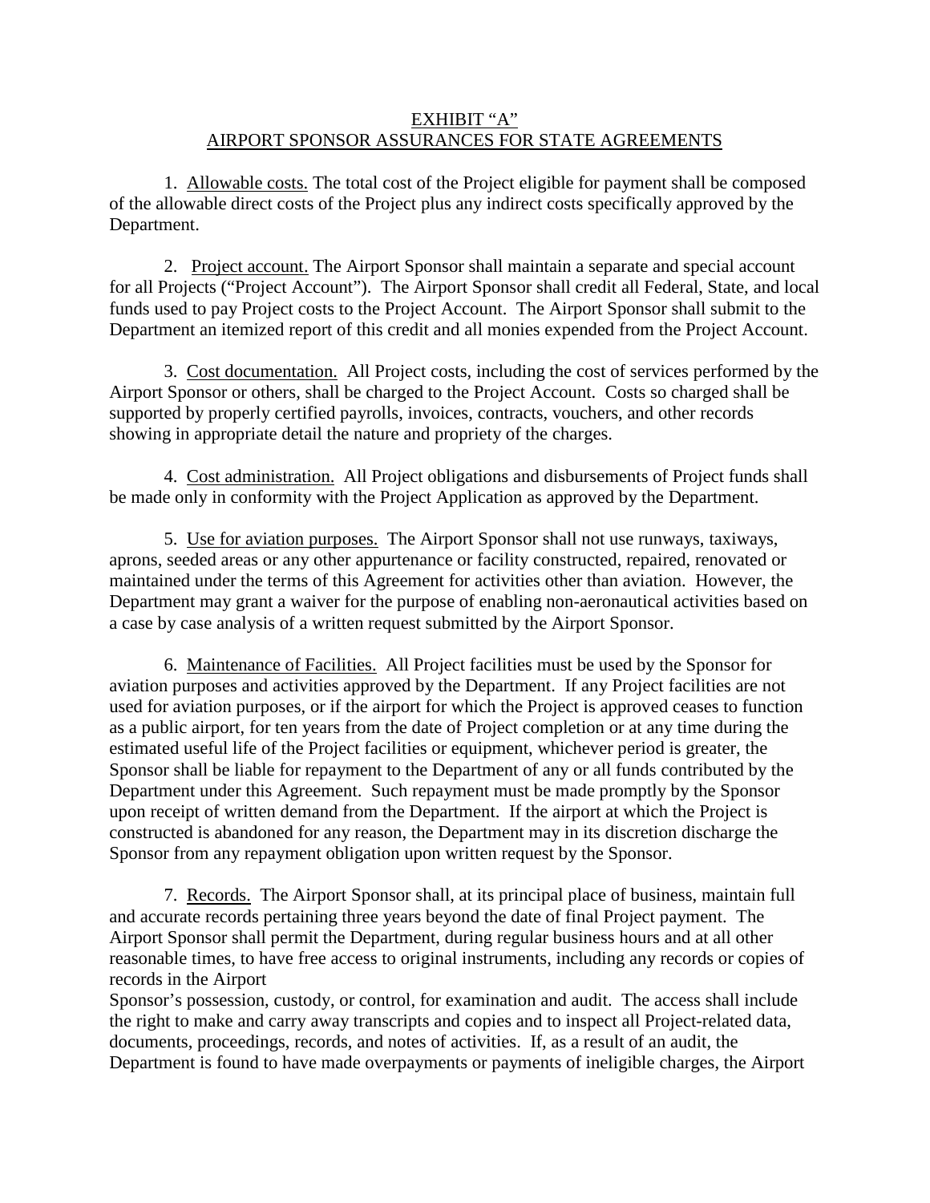EXHIBIT "A"
AIRPORT SPONSOR ASSURANCES FOR STATE AGREEMENTS

1. Allowable costs. The total cost of the Project eligible for payment shall be composed of the allowable direct costs of the Project plus any indirect costs specifically approved by the Department.

2. Project account. The Airport Sponsor shall maintain a separate and special account for all Projects ("Project Account"). The Airport Sponsor shall credit all Federal, State, and local funds used to pay Project costs to the Project Account. The Airport Sponsor shall submit to the Department an itemized report of this credit and all monies expended from the Project Account.

3. Cost documentation. All Project costs, including the cost of services performed by the Airport Sponsor or others, shall be charged to the Project Account. Costs so charged shall be supported by properly certified payrolls, invoices, contracts, vouchers, and other records showing in appropriate detail the nature and propriety of the charges.

4. Cost administration. All Project obligations and disbursements of Project funds shall be made only in conformity with the Project Application as approved by the Department.

5. Use for aviation purposes. The Airport Sponsor shall not use runways, taxiways, aprons, seeded areas or any other appurtenance or facility constructed, repaired, renovated or maintained under the terms of this Agreement for activities other than aviation. However, the Department may grant a waiver for the purpose of enabling non-aeronautical activities based on a case by case analysis of a written request submitted by the Airport Sponsor.

6. Maintenance of Facilities. All Project facilities must be used by the Sponsor for aviation purposes and activities approved by the Department. If any Project facilities are not used for aviation purposes, or if the airport for which the Project is approved ceases to function as a public airport, for ten years from the date of Project completion or at any time during the estimated useful life of the Project facilities or equipment, whichever period is greater, the Sponsor shall be liable for repayment to the Department of any or all funds contributed by the Department under this Agreement. Such repayment must be made promptly by the Sponsor upon receipt of written demand from the Department. If the airport at which the Project is constructed is abandoned for any reason, the Department may in its discretion discharge the Sponsor from any repayment obligation upon written request by the Sponsor.

7. Records. The Airport Sponsor shall, at its principal place of business, maintain full and accurate records pertaining three years beyond the date of final Project payment. The Airport Sponsor shall permit the Department, during regular business hours and at all other reasonable times, to have free access to original instruments, including any records or copies of records in the Airport Sponsor's possession, custody, or control, for examination and audit. The access shall include the right to make and carry away transcripts and copies and to inspect all Project-related data, documents, proceedings, records, and notes of activities. If, as a result of an audit, the Department is found to have made overpayments or payments of ineligible charges, the Airport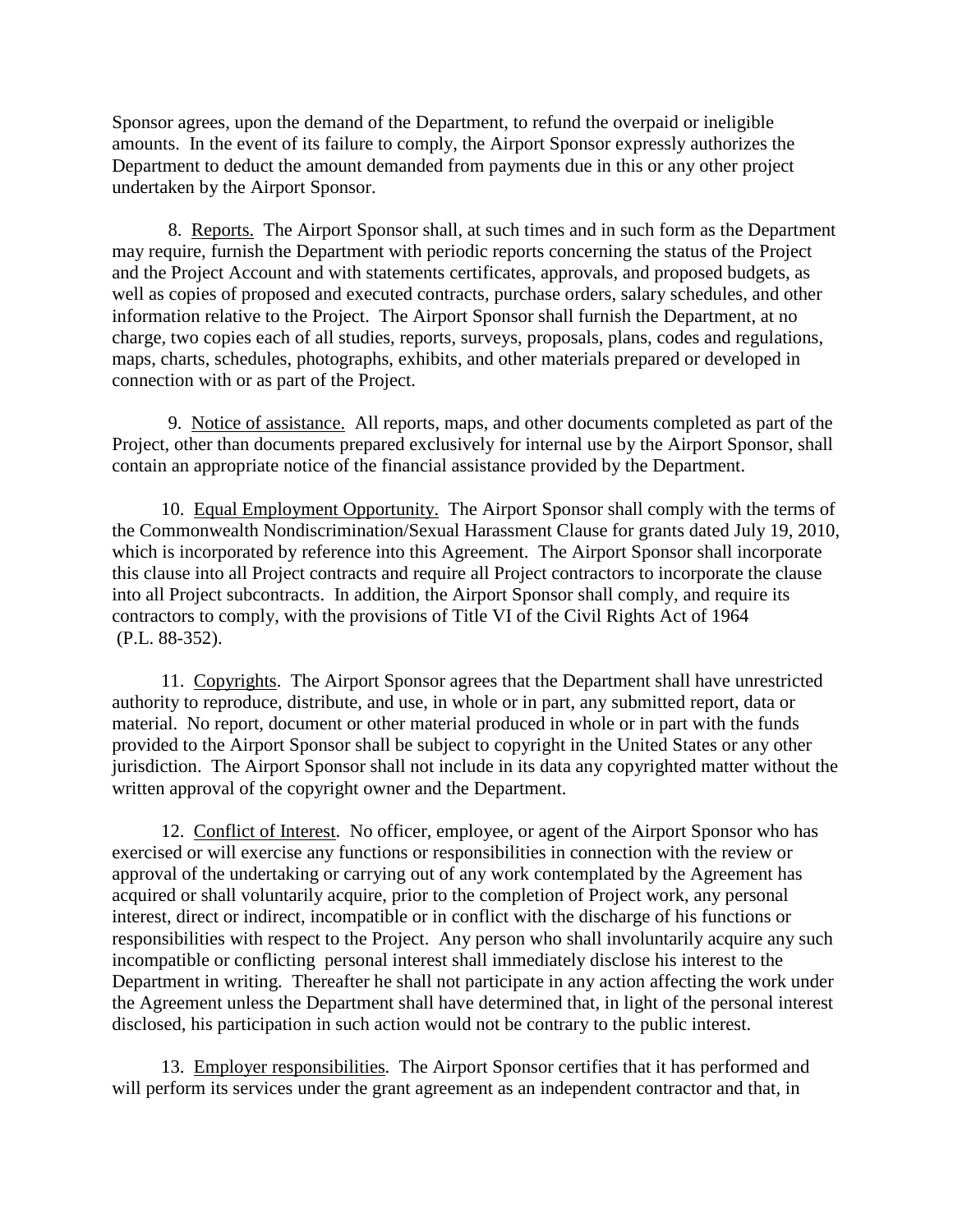Sponsor agrees, upon the demand of the Department, to refund the overpaid or ineligible amounts. In the event of its failure to comply, the Airport Sponsor expressly authorizes the Department to deduct the amount demanded from payments due in this or any other project undertaken by the Airport Sponsor.

8. Reports. The Airport Sponsor shall, at such times and in such form as the Department may require, furnish the Department with periodic reports concerning the status of the Project and the Project Account and with statements certificates, approvals, and proposed budgets, as well as copies of proposed and executed contracts, purchase orders, salary schedules, and other information relative to the Project. The Airport Sponsor shall furnish the Department, at no charge, two copies each of all studies, reports, surveys, proposals, plans, codes and regulations, maps, charts, schedules, photographs, exhibits, and other materials prepared or developed in connection with or as part of the Project.

9. Notice of assistance. All reports, maps, and other documents completed as part of the Project, other than documents prepared exclusively for internal use by the Airport Sponsor, shall contain an appropriate notice of the financial assistance provided by the Department.

10. Equal Employment Opportunity. The Airport Sponsor shall comply with the terms of the Commonwealth Nondiscrimination/Sexual Harassment Clause for grants dated July 19, 2010, which is incorporated by reference into this Agreement. The Airport Sponsor shall incorporate this clause into all Project contracts and require all Project contractors to incorporate the clause into all Project subcontracts. In addition, the Airport Sponsor shall comply, and require its contractors to comply, with the provisions of Title VI of the Civil Rights Act of 1964 (P.L. 88-352).

11. Copyrights. The Airport Sponsor agrees that the Department shall have unrestricted authority to reproduce, distribute, and use, in whole or in part, any submitted report, data or material. No report, document or other material produced in whole or in part with the funds provided to the Airport Sponsor shall be subject to copyright in the United States or any other jurisdiction. The Airport Sponsor shall not include in its data any copyrighted matter without the written approval of the copyright owner and the Department.

12. Conflict of Interest. No officer, employee, or agent of the Airport Sponsor who has exercised or will exercise any functions or responsibilities in connection with the review or approval of the undertaking or carrying out of any work contemplated by the Agreement has acquired or shall voluntarily acquire, prior to the completion of Project work, any personal interest, direct or indirect, incompatible or in conflict with the discharge of his functions or responsibilities with respect to the Project. Any person who shall involuntarily acquire any such incompatible or conflicting personal interest shall immediately disclose his interest to the Department in writing. Thereafter he shall not participate in any action affecting the work under the Agreement unless the Department shall have determined that, in light of the personal interest disclosed, his participation in such action would not be contrary to the public interest.

13. Employer responsibilities. The Airport Sponsor certifies that it has performed and will perform its services under the grant agreement as an independent contractor and that, in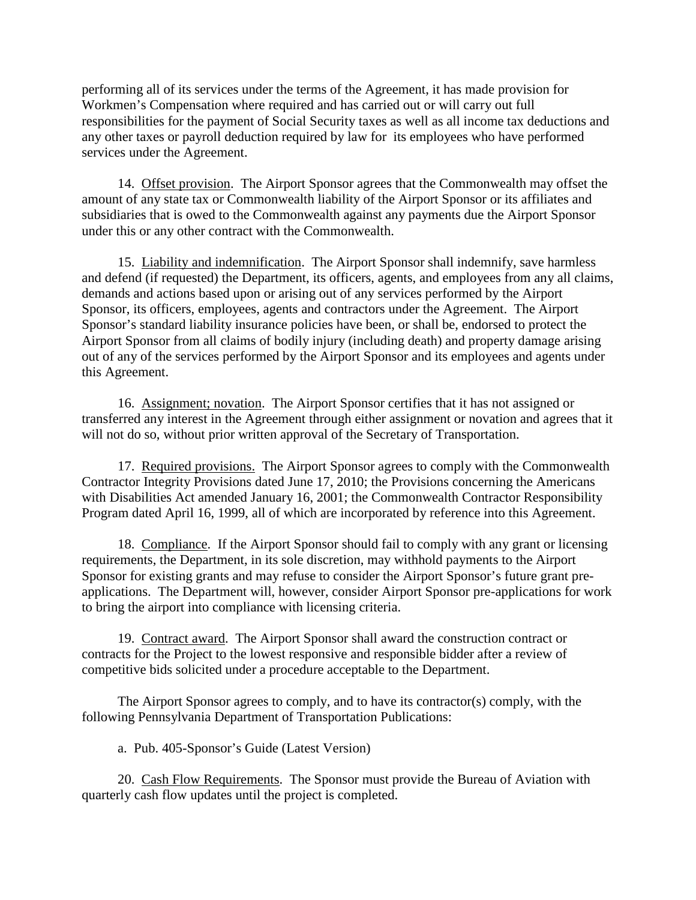performing all of its services under the terms of the Agreement, it has made provision for Workmen's Compensation where required and has carried out or will carry out full responsibilities for the payment of Social Security taxes as well as all income tax deductions and any other taxes or payroll deduction required by law for its employees who have performed services under the Agreement.

14. Offset provision. The Airport Sponsor agrees that the Commonwealth may offset the amount of any state tax or Commonwealth liability of the Airport Sponsor or its affiliates and subsidiaries that is owed to the Commonwealth against any payments due the Airport Sponsor under this or any other contract with the Commonwealth.

15. Liability and indemnification. The Airport Sponsor shall indemnify, save harmless and defend (if requested) the Department, its officers, agents, and employees from any all claims, demands and actions based upon or arising out of any services performed by the Airport Sponsor, its officers, employees, agents and contractors under the Agreement. The Airport Sponsor's standard liability insurance policies have been, or shall be, endorsed to protect the Airport Sponsor from all claims of bodily injury (including death) and property damage arising out of any of the services performed by the Airport Sponsor and its employees and agents under this Agreement.

16. Assignment; novation. The Airport Sponsor certifies that it has not assigned or transferred any interest in the Agreement through either assignment or novation and agrees that it will not do so, without prior written approval of the Secretary of Transportation.

17. Required provisions. The Airport Sponsor agrees to comply with the Commonwealth Contractor Integrity Provisions dated June 17, 2010; the Provisions concerning the Americans with Disabilities Act amended January 16, 2001; the Commonwealth Contractor Responsibility Program dated April 16, 1999, all of which are incorporated by reference into this Agreement.

18. Compliance. If the Airport Sponsor should fail to comply with any grant or licensing requirements, the Department, in its sole discretion, may withhold payments to the Airport Sponsor for existing grants and may refuse to consider the Airport Sponsor's future grant pre-applications. The Department will, however, consider Airport Sponsor pre-applications for work to bring the airport into compliance with licensing criteria.

19. Contract award. The Airport Sponsor shall award the construction contract or contracts for the Project to the lowest responsive and responsible bidder after a review of competitive bids solicited under a procedure acceptable to the Department.

The Airport Sponsor agrees to comply, and to have its contractor(s) comply, with the following Pennsylvania Department of Transportation Publications:

a. Pub. 405-Sponsor's Guide (Latest Version)

20. Cash Flow Requirements. The Sponsor must provide the Bureau of Aviation with quarterly cash flow updates until the project is completed.